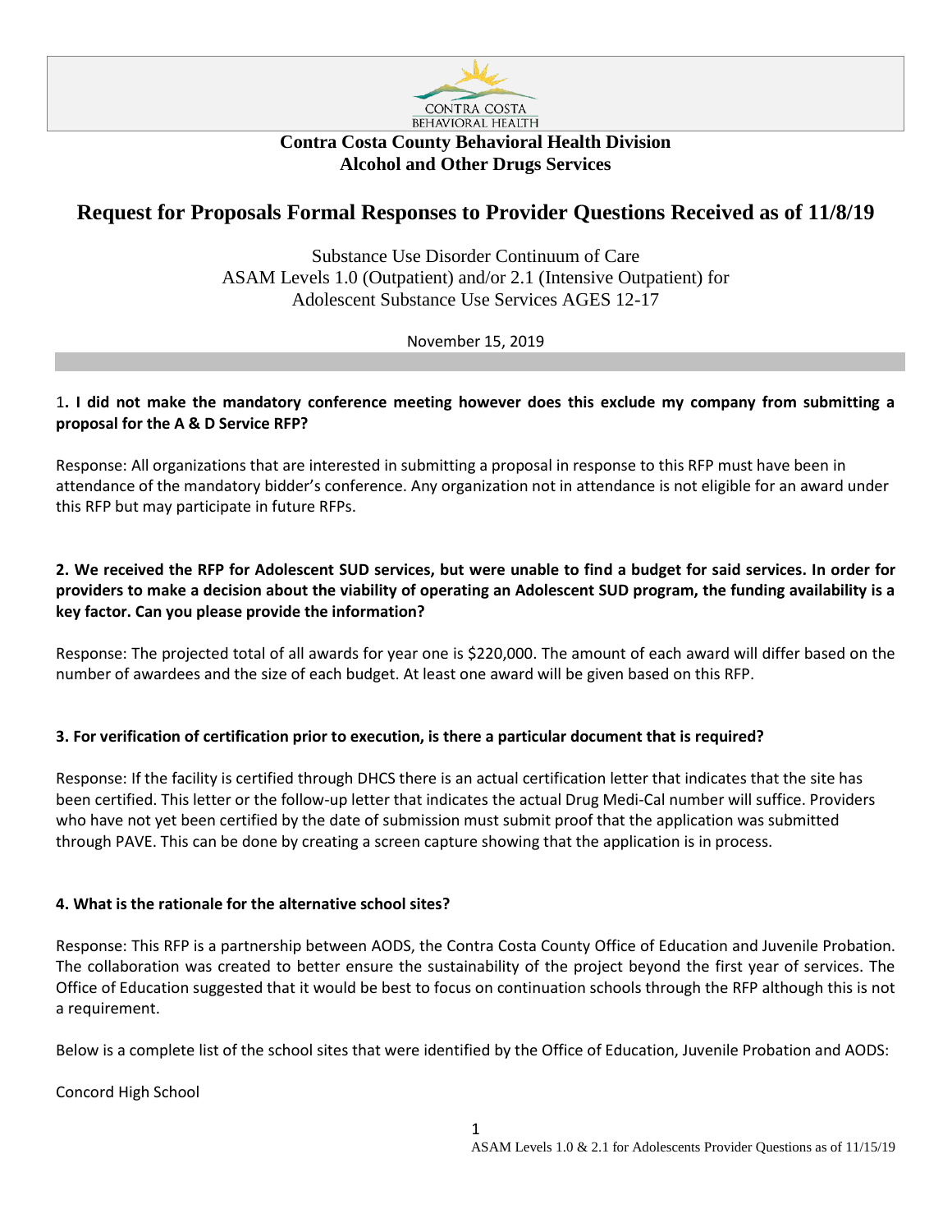CONTRA COSTA
BEHAVIORAL HEALTH

**Contra Costa County Behavioral Health Division**
**Alcohol and Other Drugs Services**

# Request for Proposals Formal Responses to Provider Questions Received as of 11/8/19

Substance Use Disorder Continuum of Care
ASAM Levels 1.0 (Outpatient) and/or 2.1 (Intensive Outpatient) for
Adolescent Substance Use Services AGES 12-17

November 15, 2019

1**. I did not make the mandatory conference meeting however does this exclude my company from submitting a proposal for the A & D Service RFP?**

Response: All organizations that are interested in submitting a proposal in response to this RFP must have been in attendance of the mandatory bidder's conference. Any organization not in attendance is not eligible for an award under this RFP but may participate in future RFPs.

**2. We received the RFP for Adolescent SUD services, but were unable to find a budget for said services. In order for providers to make a decision about the viability of operating an Adolescent SUD program, the funding availability is a key factor. Can you please provide the information?**

Response: The projected total of all awards for year one is $220,000. The amount of each award will differ based on the number of awardees and the size of each budget. At least one award will be given based on this RFP.

**3. For verification of certification prior to execution, is there a particular document that is required?**

Response: If the facility is certified through DHCS there is an actual certification letter that indicates that the site has been certified. This letter or the follow-up letter that indicates the actual Drug Medi-Cal number will suffice. Providers who have not yet been certified by the date of submission must submit proof that the application was submitted through PAVE. This can be done by creating a screen capture showing that the application is in process.

**4. What is the rationale for the alternative school sites?**

Response: This RFP is a partnership between AODS, the Contra Costa County Office of Education and Juvenile Probation. The collaboration was created to better ensure the sustainability of the project beyond the first year of services. The Office of Education suggested that it would be best to focus on continuation schools through the RFP although this is not a requirement.

Below is a complete list of the school sites that were identified by the Office of Education, Juvenile Probation and AODS:

Concord High School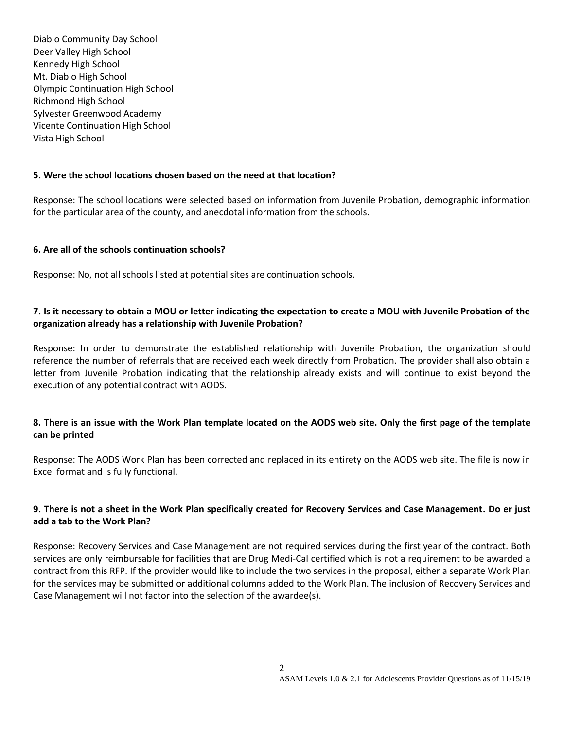Diablo Community Day School
Deer Valley High School
Kennedy High School
Mt. Diablo High School
Olympic Continuation High School
Richmond High School
Sylvester Greenwood Academy
Vicente Continuation High School
Vista High School

**5. Were the school locations chosen based on the need at that location?**

Response: The school locations were selected based on information from Juvenile Probation, demographic information for the particular area of the county, and anecdotal information from the schools.

**6. Are all of the schools continuation schools?**

Response: No, not all schools listed at potential sites are continuation schools.

**7. Is it necessary to obtain a MOU or letter indicating the expectation to create a MOU with Juvenile Probation of the organization already has a relationship with Juvenile Probation?**

Response: In order to demonstrate the established relationship with Juvenile Probation, the organization should reference the number of referrals that are received each week directly from Probation. The provider shall also obtain a letter from Juvenile Probation indicating that the relationship already exists and will continue to exist beyond the execution of any potential contract with AODS.

**8. There is an issue with the Work Plan template located on the AODS web site. Only the first page of the template can be printed**

Response: The AODS Work Plan has been corrected and replaced in its entirety on the AODS web site. The file is now in Excel format and is fully functional.

**9. There is not a sheet in the Work Plan specifically created for Recovery Services and Case Management. Do er just add a tab to the Work Plan?**

Response: Recovery Services and Case Management are not required services during the first year of the contract. Both services are only reimbursable for facilities that are Drug Medi-Cal certified which is not a requirement to be awarded a contract from this RFP. If the provider would like to include the two services in the proposal, either a separate Work Plan for the services may be submitted or additional columns added to the Work Plan. The inclusion of Recovery Services and Case Management will not factor into the selection of the awardee(s).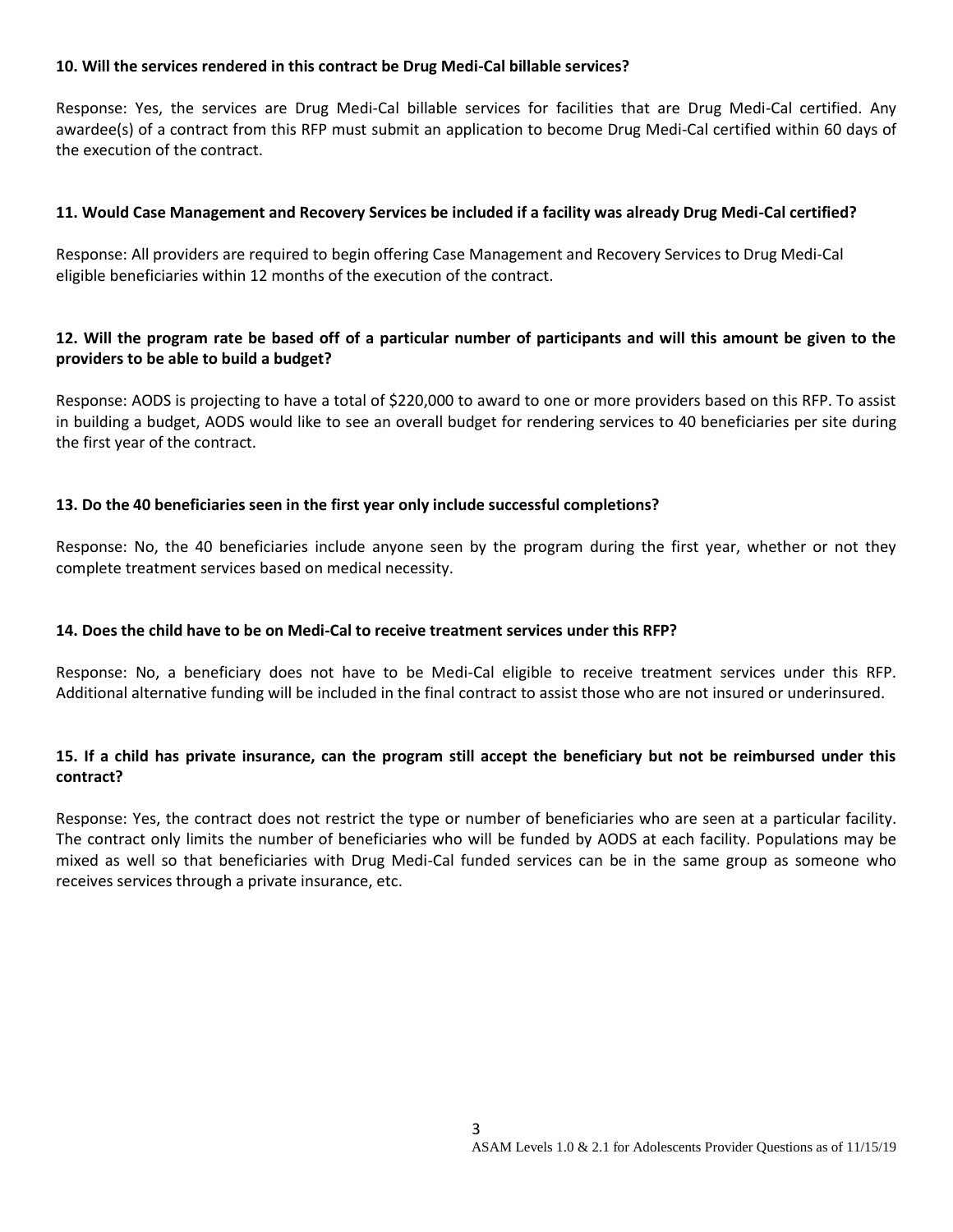**10. Will the services rendered in this contract be Drug Medi-Cal billable services?**

Response: Yes, the services are Drug Medi-Cal billable services for facilities that are Drug Medi-Cal certified. Any awardee(s) of a contract from this RFP must submit an application to become Drug Medi-Cal certified within 60 days of the execution of the contract.

**11. Would Case Management and Recovery Services be included if a facility was already Drug Medi-Cal certified?**

Response: All providers are required to begin offering Case Management and Recovery Services to Drug Medi-Cal eligible beneficiaries within 12 months of the execution of the contract.

**12. Will the program rate be based off of a particular number of participants and will this amount be given to the providers to be able to build a budget?**

Response: AODS is projecting to have a total of $220,000 to award to one or more providers based on this RFP. To assist in building a budget, AODS would like to see an overall budget for rendering services to 40 beneficiaries per site during the first year of the contract.

**13. Do the 40 beneficiaries seen in the first year only include successful completions?**

Response: No, the 40 beneficiaries include anyone seen by the program during the first year, whether or not they complete treatment services based on medical necessity.

**14. Does the child have to be on Medi-Cal to receive treatment services under this RFP?**

Response: No, a beneficiary does not have to be Medi-Cal eligible to receive treatment services under this RFP. Additional alternative funding will be included in the final contract to assist those who are not insured or underinsured.

**15. If a child has private insurance, can the program still accept the beneficiary but not be reimbursed under this contract?**

Response: Yes, the contract does not restrict the type or number of beneficiaries who are seen at a particular facility. The contract only limits the number of beneficiaries who will be funded by AODS at each facility. Populations may be mixed as well so that beneficiaries with Drug Medi-Cal funded services can be in the same group as someone who receives services through a private insurance, etc.